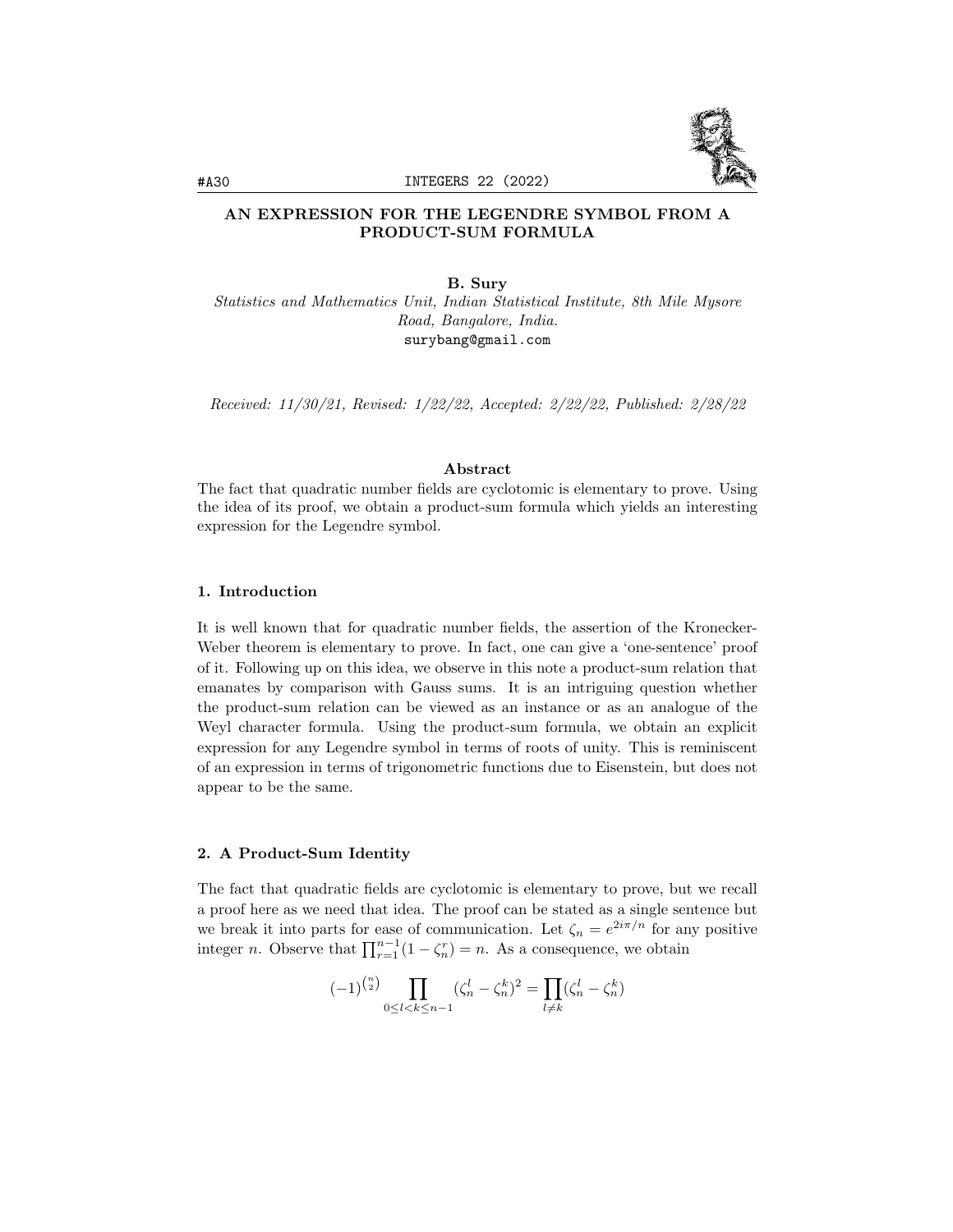# AN EXPRESSION FOR THE LEGENDRE SYMBOL FROM A PRODUCT-SUM FORMULA

**B. Sury**

*Statistics and Mathematics Unit, Indian Statistical Institute, 8th Mile Mysore Road, Bangalore, India.*
surybang@gmail.com

*Received: 11/30/21, Revised: 1/22/22, Accepted: 2/22/22, Published: 2/28/22*

### Abstract

The fact that quadratic number fields are cyclotomic is elementary to prove. Using the idea of its proof, we obtain a product-sum formula which yields an interesting expression for the Legendre symbol.

## 1. Introduction

It is well known that for quadratic number fields, the assertion of the Kronecker-Weber theorem is elementary to prove. In fact, one can give a 'one-sentence' proof of it. Following up on this idea, we observe in this note a product-sum relation that emanates by comparison with Gauss sums. It is an intriguing question whether the product-sum relation can be viewed as an instance or as an analogue of the Weyl character formula. Using the product-sum formula, we obtain an explicit expression for any Legendre symbol in terms of roots of unity. This is reminiscent of an expression in terms of trigonometric functions due to Eisenstein, but does not appear to be the same.

## 2. A Product-Sum Identity

The fact that quadratic fields are cyclotomic is elementary to prove, but we recall a proof here as we need that idea. The proof can be stated as a single sentence but we break it into parts for ease of communication. Let $\zeta_n = e^{2i\pi/n}$ for any positive integer $n$. Observe that $\prod_{r=1}^{n-1}(1-\zeta_n^r) = n$. As a consequence, we obtain

$$(-1)^{\binom{n}{2}} \prod_{0 \leq l < k \leq n-1} (\zeta_n^l - \zeta_n^k)^2 = \prod_{l \neq k} (\zeta_n^l - \zeta_n^k)$$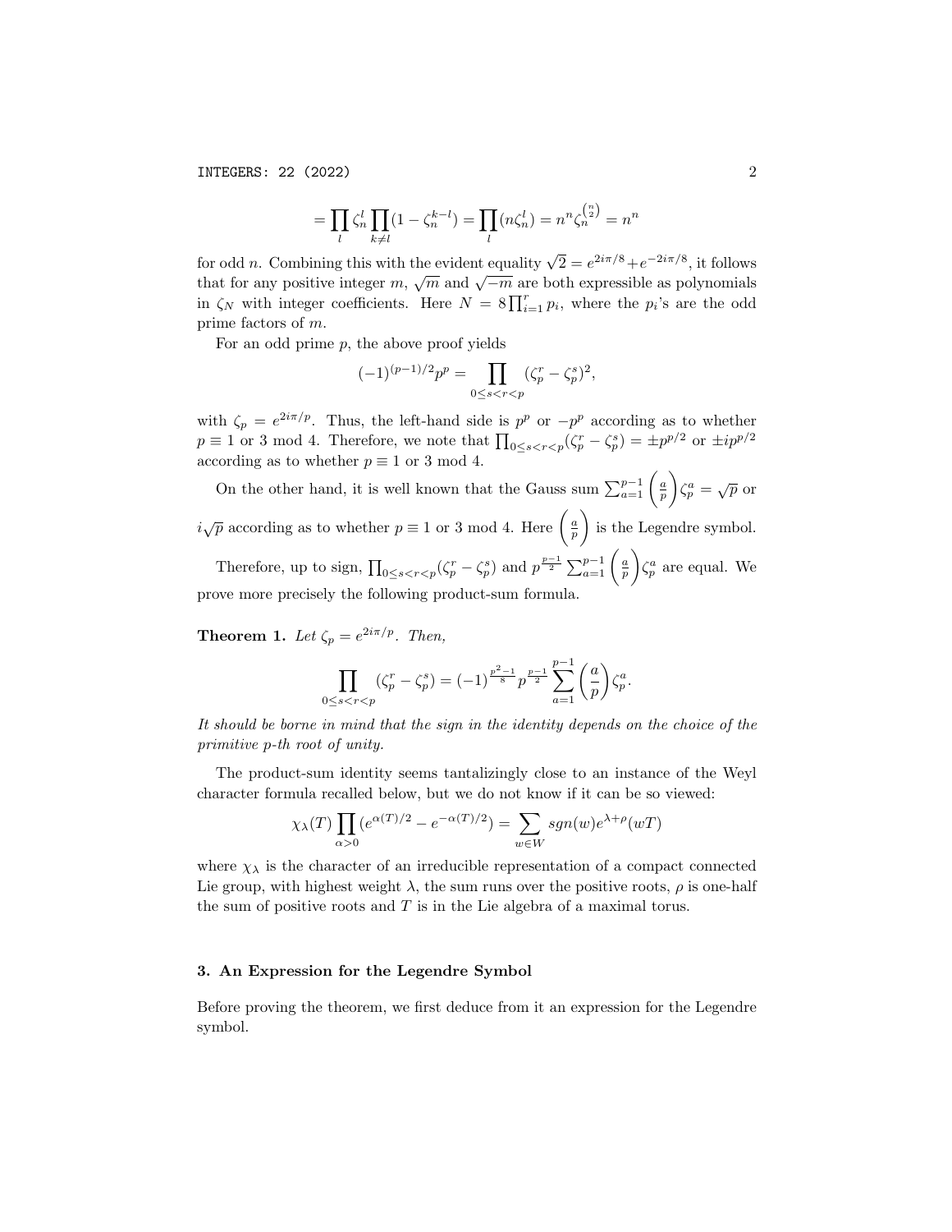$$= \prod_l \zeta_n^l \prod_{k \neq l} (1 - \zeta_n^{k-l}) = \prod_l (n\zeta_n^l) = n^n \zeta_n^{\binom{n}{2}} = n^n$$

for odd $n$. Combining this with the evident equality $\sqrt{2} = e^{2i\pi/8} + e^{-2i\pi/8}$, it follows that for any positive integer $m$, $\sqrt{m}$ and $\sqrt{-m}$ are both expressible as polynomials in $\zeta_N$ with integer coefficients. Here $N = 8\prod_{i=1}^r p_i$, where the $p_i$'s are the odd prime factors of $m$.

For an odd prime $p$, the above proof yields

$$(-1)^{(p-1)/2} p^p = \prod_{0 \leq s < r < p} (\zeta_p^r - \zeta_p^s)^2,$$

with $\zeta_p = e^{2i\pi/p}$. Thus, the left-hand side is $p^p$ or $-p^p$ according as to whether $p \equiv 1$ or $3 \bmod 4$. Therefore, we note that $\prod_{0 \leq s < r < p} (\zeta_p^r - \zeta_p^s) = \pm p^{p/2}$ or $\pm i p^{p/2}$ according as to whether $p \equiv 1$ or $3 \bmod 4$.

On the other hand, it is well known that the Gauss sum $\sum_{a=1}^{p-1} \left(\frac{a}{p}\right) \zeta_p^a = \sqrt{p}$ or $i\sqrt{p}$ according as to whether $p \equiv 1$ or $3 \bmod 4$. Here $\left(\frac{a}{p}\right)$ is the Legendre symbol.

Therefore, up to sign, $\prod_{0 \leq s < r < p} (\zeta_p^r - \zeta_p^s)$ and $p^{\frac{p-1}{2}} \sum_{a=1}^{p-1} \left(\frac{a}{p}\right) \zeta_p^a$ are equal. We prove more precisely the following product-sum formula.

**Theorem 1.** *Let $\zeta_p = e^{2i\pi/p}$. Then,*

$$\prod_{0 \leq s < r < p} (\zeta_p^r - \zeta_p^s) = (-1)^{\frac{p^2-1}{8}} p^{\frac{p-1}{2}} \sum_{a=1}^{p-1} \left(\frac{a}{p}\right) \zeta_p^a.$$

*It should be borne in mind that the sign in the identity depends on the choice of the primitive $p$-th root of unity.*

The product-sum identity seems tantalizingly close to an instance of the Weyl character formula recalled below, but we do not know if it can be so viewed:

$$\chi_\lambda(T) \prod_{\alpha > 0} (e^{\alpha(T)/2} - e^{-\alpha(T)/2}) = \sum_{w \in W} sgn(w) e^{\lambda + \rho}(wT)$$

where $\chi_\lambda$ is the character of an irreducible representation of a compact connected Lie group, with highest weight $\lambda$, the sum runs over the positive roots, $\rho$ is one-half the sum of positive roots and $T$ is in the Lie algebra of a maximal torus.

### 3. An Expression for the Legendre Symbol

Before proving the theorem, we first deduce from it an expression for the Legendre symbol.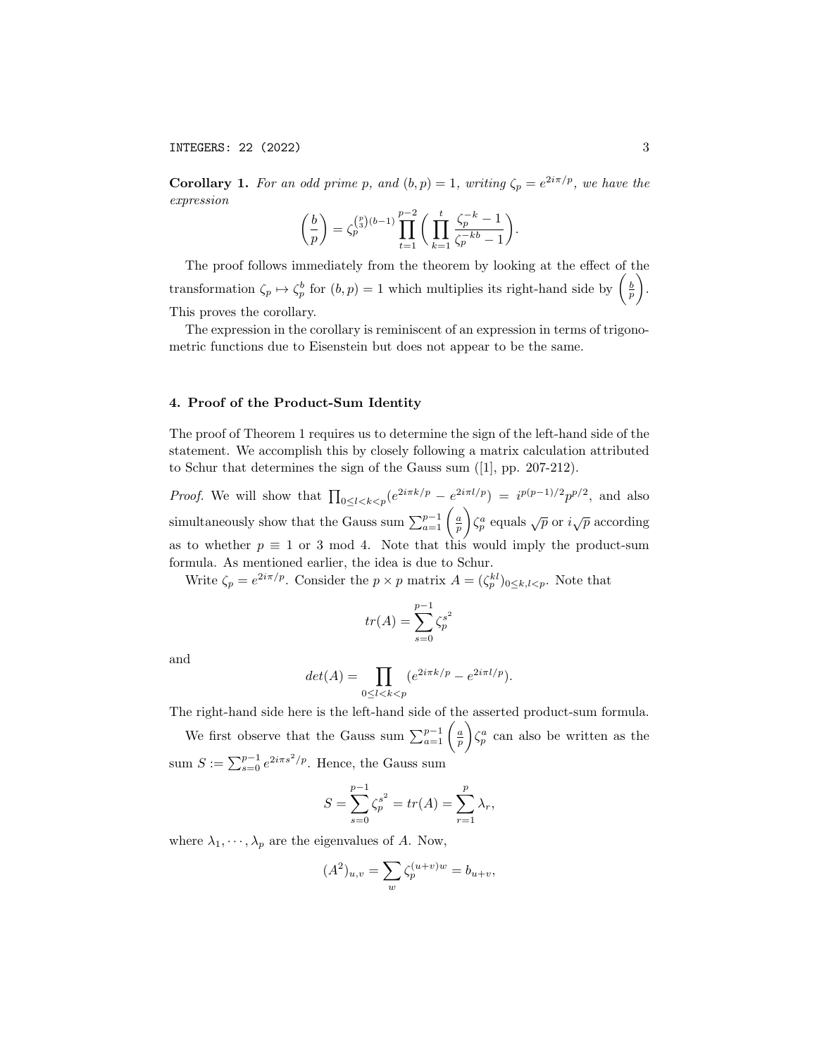**Corollary 1.** *For an odd prime $p$, and $(b, p) = 1$, writing $\zeta_p = e^{2i\pi/p}$, we have the expression*

$$\left(\frac{b}{p}\right) = \zeta_p^{\binom{p}{3}(b-1)} \prod_{t=1}^{p-2} \left( \prod_{k=1}^{t} \frac{\zeta_p^{-k} - 1}{\zeta_p^{-kb} - 1} \right).$$

The proof follows immediately from the theorem by looking at the effect of the transformation $\zeta_p \mapsto \zeta_p^b$ for $(b, p) = 1$ which multiplies its right-hand side by $\left(\frac{b}{p}\right)$. This proves the corollary.

The expression in the corollary is reminiscent of an expression in terms of trigonometric functions due to Eisenstein but does not appear to be the same.

## 4. Proof of the Product-Sum Identity

The proof of Theorem 1 requires us to determine the sign of the left-hand side of the statement. We accomplish this by closely following a matrix calculation attributed to Schur that determines the sign of the Gauss sum ([1], pp. 207-212).

*Proof.* We will show that $\prod_{0 \leq l < k < p} (e^{2i\pi k/p} - e^{2i\pi l/p}) = i^{p(p-1)/2} p^{p/2}$, and also simultaneously show that the Gauss sum $\sum_{a=1}^{p-1} \left(\frac{a}{p}\right) \zeta_p^a$ equals $\sqrt{p}$ or $i\sqrt{p}$ according as to whether $p \equiv 1$ or 3 mod 4. Note that this would imply the product-sum formula. As mentioned earlier, the idea is due to Schur.

Write $\zeta_p = e^{2i\pi/p}$. Consider the $p \times p$ matrix $A = (\zeta_p^{kl})_{0 \leq k,l < p}$. Note that

$$tr(A) = \sum_{s=0}^{p-1} \zeta_p^{s^2}$$

and

$$det(A) = \prod_{0 \leq l < k < p} (e^{2i\pi k/p} - e^{2i\pi l/p}).$$

The right-hand side here is the left-hand side of the asserted product-sum formula.

We first observe that the Gauss sum $\sum_{a=1}^{p-1} \left(\frac{a}{p}\right) \zeta_p^a$ can also be written as the sum $S := \sum_{s=0}^{p-1} e^{2i\pi s^2/p}$. Hence, the Gauss sum

$$S = \sum_{s=0}^{p-1} \zeta_p^{s^2} = tr(A) = \sum_{r=1}^{p} \lambda_r,$$

where $\lambda_1, \cdots, \lambda_p$ are the eigenvalues of $A$. Now,

$$(A^2)_{u,v} = \sum_{w} \zeta_p^{(u+v)w} = b_{u+v},$$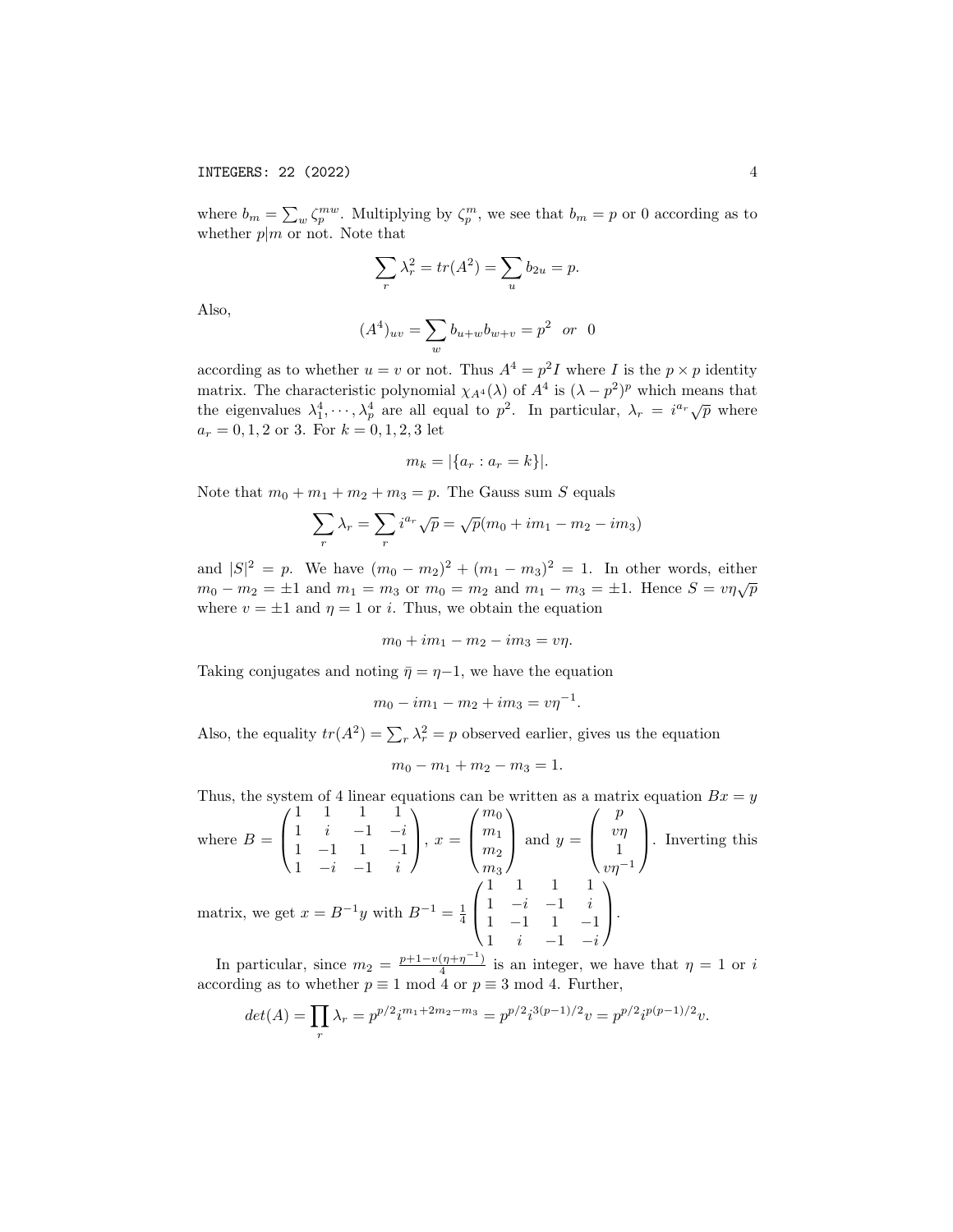where $b_m = \sum_w \zeta_p^{mw}$. Multiplying by $\zeta_p^m$, we see that $b_m = p$ or 0 according as to whether $p|m$ or not. Note that

$$\sum_r \lambda_r^2 = tr(A^2) = \sum_u b_{2u} = p.$$

Also,

$$(A^4)_{uv} = \sum_w b_{u+w} b_{w+v} = p^2 \quad or \quad 0$$

according as to whether $u = v$ or not. Thus $A^4 = p^2 I$ where $I$ is the $p \times p$ identity matrix. The characteristic polynomial $\chi_{A^4}(\lambda)$ of $A^4$ is $(\lambda - p^2)^p$ which means that the eigenvalues $\lambda_1^4, \cdots, \lambda_p^4$ are all equal to $p^2$. In particular, $\lambda_r = i^{a_r}\sqrt{p}$ where $a_r = 0, 1, 2$ or 3. For $k = 0, 1, 2, 3$ let

$$m_k = |\{a_r : a_r = k\}|.$$

Note that $m_0 + m_1 + m_2 + m_3 = p$. The Gauss sum $S$ equals

$$\sum_r \lambda_r = \sum_r i^{a_r}\sqrt{p} = \sqrt{p}(m_0 + im_1 - m_2 - im_3)$$

and $|S|^2 = p$. We have $(m_0 - m_2)^2 + (m_1 - m_3)^2 = 1$. In other words, either $m_0 - m_2 = \pm 1$ and $m_1 = m_3$ or $m_0 = m_2$ and $m_1 - m_3 = \pm 1$. Hence $S = v\eta\sqrt{p}$ where $v = \pm 1$ and $\eta = 1$ or $i$. Thus, we obtain the equation

$$m_0 + im_1 - m_2 - im_3 = v\eta.$$

Taking conjugates and noting $\bar{\eta} = \eta - 1$, we have the equation

$$m_0 - im_1 - m_2 + im_3 = v\eta^{-1}.$$

Also, the equality $tr(A^2) = \sum_r \lambda_r^2 = p$ observed earlier, gives us the equation

$$m_0 - m_1 + m_2 - m_3 = 1.$$

Thus, the system of 4 linear equations can be written as a matrix equation $Bx = y$ where $B = \begin{pmatrix} 1 & 1 & 1 & 1 \\ 1 & i & -1 & -i \\ 1 & -1 & 1 & -1 \\ 1 & -i & -1 & i \end{pmatrix}$, $x = \begin{pmatrix} m_0 \\ m_1 \\ m_2 \\ m_3 \end{pmatrix}$ and $y = \begin{pmatrix} p \\ v\eta \\ 1 \\ v\eta^{-1} \end{pmatrix}$. Inverting this matrix, we get $x = B^{-1}y$ with $B^{-1} = \frac{1}{4}\begin{pmatrix} 1 & 1 & 1 & 1 \\ 1 & -i & -1 & i \\ 1 & -1 & 1 & -1 \\ 1 & i & -1 & -i \end{pmatrix}$.

In particular, since $m_2 = \frac{p+1-v(\eta+\eta^{-1})}{4}$ is an integer, we have that $\eta = 1$ or $i$ according as to whether $p \equiv 1 \bmod 4$ or $p \equiv 3 \bmod 4$. Further,

$$det(A) = \prod_r \lambda_r = p^{p/2} i^{m_1 + 2m_2 - m_3} = p^{p/2} i^{3(p-1)/2} v = p^{p/2} i^{p(p-1)/2} v.$$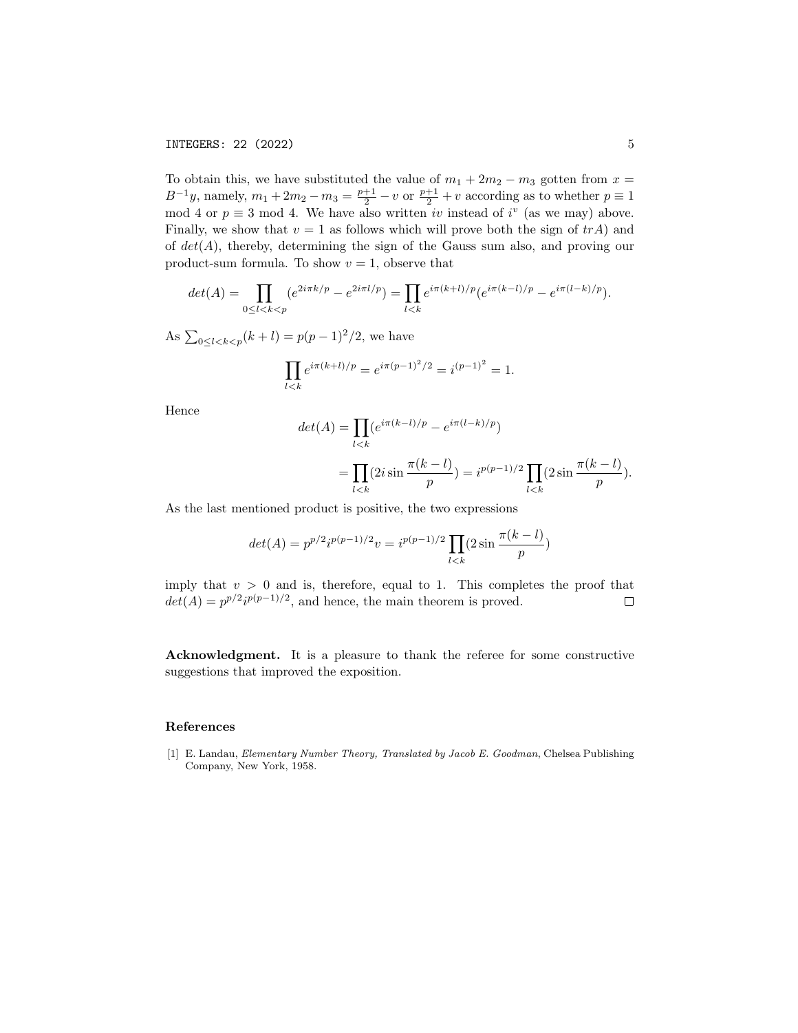To obtain this, we have substituted the value of $m_1 + 2m_2 - m_3$ gotten from $x = B^{-1}y$, namely, $m_1 + 2m_2 - m_3 = \frac{p+1}{2} - v$ or $\frac{p+1}{2} + v$ according as to whether $p \equiv 1 \bmod 4$ or $p \equiv 3 \bmod 4$. We have also written $iv$ instead of $i^v$ (as we may) above. Finally, we show that $v = 1$ as follows which will prove both the sign of $trA$) and of $det(A)$, thereby, determining the sign of the Gauss sum also, and proving our product-sum formula. To show $v = 1$, observe that

$$det(A) = \prod_{0 \leq l < k < p} (e^{2i\pi k/p} - e^{2i\pi l/p}) = \prod_{l<k} e^{i\pi(k+l)/p}(e^{i\pi(k-l)/p} - e^{i\pi(l-k)/p}).$$

As $\sum_{0 \leq l < k < p}(k + l) = p(p-1)^2/2$, we have

$$\prod_{l<k} e^{i\pi(k+l)/p} = e^{i\pi(p-1)^2/2} = i^{(p-1)^2} = 1.$$

Hence

$$\begin{aligned} det(A) &= \prod_{l<k}(e^{i\pi(k-l)/p} - e^{i\pi(l-k)/p}) \\ &= \prod_{l<k}(2i \sin \frac{\pi(k-l)}{p}) = i^{p(p-1)/2} \prod_{l<k}(2 \sin \frac{\pi(k-l)}{p}). \end{aligned}$$

As the last mentioned product is positive, the two expressions

$$det(A) = p^{p/2} i^{p(p-1)/2} v = i^{p(p-1)/2} \prod_{l<k}(2 \sin \frac{\pi(k-l)}{p})$$

imply that $v > 0$ and is, therefore, equal to 1. This completes the proof that $det(A) = p^{p/2} i^{p(p-1)/2}$, and hence, the main theorem is proved. □

**Acknowledgment.** It is a pleasure to thank the referee for some constructive suggestions that improved the exposition.

## References

[1] E. Landau, *Elementary Number Theory, Translated by Jacob E. Goodman*, Chelsea Publishing Company, New York, 1958.